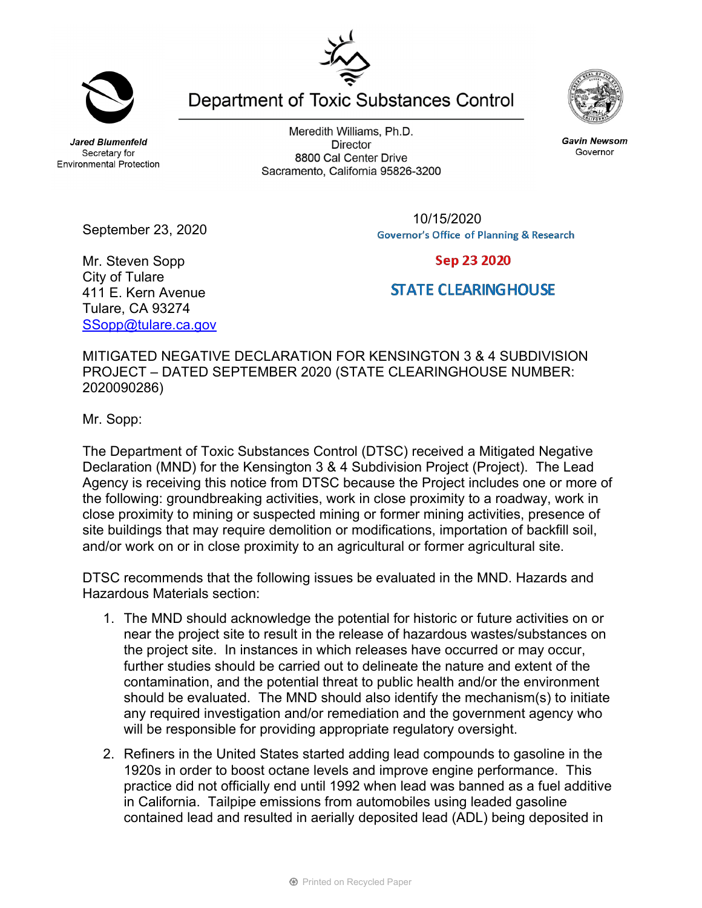Department of Toxic Substances Control

**_Jared Blumenfeld_**
Secretary for
Environmental Protection

Meredith Williams, Ph.D.
Director
8800 Cal Center Drive
Sacramento, California 95826-3200

**_Gavin Newsom_**
Governor

10/15/2020
Governor's Office of Planning & Research

**Sep 23 2020**

**STATE CLEARINGHOUSE**

September 23, 2020

Mr. Steven Sopp
City of Tulare
411 E. Kern Avenue
Tulare, CA 93274
SSopp@tulare.ca.gov

MITIGATED NEGATIVE DECLARATION FOR KENSINGTON 3 & 4 SUBDIVISION PROJECT – DATED SEPTEMBER 2020 (STATE CLEARINGHOUSE NUMBER: 2020090286)

Mr. Sopp:

The Department of Toxic Substances Control (DTSC) received a Mitigated Negative Declaration (MND) for the Kensington 3 & 4 Subdivision Project (Project). The Lead Agency is receiving this notice from DTSC because the Project includes one or more of the following: groundbreaking activities, work in close proximity to a roadway, work in close proximity to mining or suspected mining or former mining activities, presence of site buildings that may require demolition or modifications, importation of backfill soil, and/or work on or in close proximity to an agricultural or former agricultural site.

DTSC recommends that the following issues be evaluated in the MND. Hazards and Hazardous Materials section:

1. The MND should acknowledge the potential for historic or future activities on or near the project site to result in the release of hazardous wastes/substances on the project site. In instances in which releases have occurred or may occur, further studies should be carried out to delineate the nature and extent of the contamination, and the potential threat to public health and/or the environment should be evaluated. The MND should also identify the mechanism(s) to initiate any required investigation and/or remediation and the government agency who will be responsible for providing appropriate regulatory oversight.

2. Refiners in the United States started adding lead compounds to gasoline in the 1920s in order to boost octane levels and improve engine performance. This practice did not officially end until 1992 when lead was banned as a fuel additive in California. Tailpipe emissions from automobiles using leaded gasoline contained lead and resulted in aerially deposited lead (ADL) being deposited in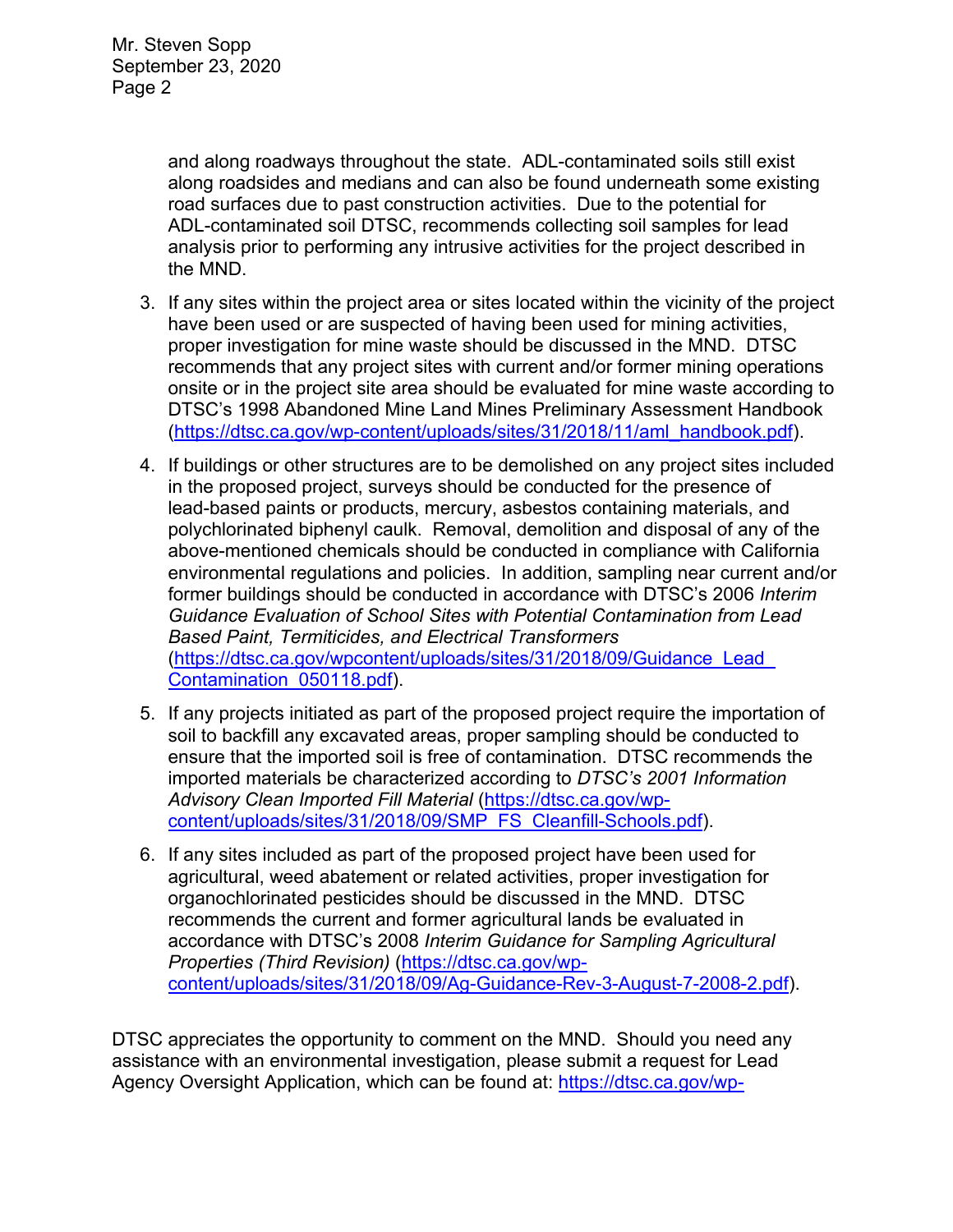and along roadways throughout the state. ADL-contaminated soils still exist along roadsides and medians and can also be found underneath some existing road surfaces due to past construction activities. Due to the potential for ADL-contaminated soil DTSC, recommends collecting soil samples for lead analysis prior to performing any intrusive activities for the project described in the MND.

3. If any sites within the project area or sites located within the vicinity of the project have been used or are suspected of having been used for mining activities, proper investigation for mine waste should be discussed in the MND. DTSC recommends that any project sites with current and/or former mining operations onsite or in the project site area should be evaluated for mine waste according to DTSC's 1998 Abandoned Mine Land Mines Preliminary Assessment Handbook (https://dtsc.ca.gov/wp-content/uploads/sites/31/2018/11/aml_handbook.pdf).

4. If buildings or other structures are to be demolished on any project sites included in the proposed project, surveys should be conducted for the presence of lead-based paints or products, mercury, asbestos containing materials, and polychlorinated biphenyl caulk. Removal, demolition and disposal of any of the above-mentioned chemicals should be conducted in compliance with California environmental regulations and policies. In addition, sampling near current and/or former buildings should be conducted in accordance with DTSC's 2006 *Interim Guidance Evaluation of School Sites with Potential Contamination from Lead Based Paint, Termiticides, and Electrical Transformers* (https://dtsc.ca.gov/wpcontent/uploads/sites/31/2018/09/Guidance_Lead_Contamination_050118.pdf).

5. If any projects initiated as part of the proposed project require the importation of soil to backfill any excavated areas, proper sampling should be conducted to ensure that the imported soil is free of contamination. DTSC recommends the imported materials be characterized according to *DTSC's 2001 Information Advisory Clean Imported Fill Material* (https://dtsc.ca.gov/wp-content/uploads/sites/31/2018/09/SMP_FS_Cleanfill-Schools.pdf).

6. If any sites included as part of the proposed project have been used for agricultural, weed abatement or related activities, proper investigation for organochlorinated pesticides should be discussed in the MND. DTSC recommends the current and former agricultural lands be evaluated in accordance with DTSC's 2008 *Interim Guidance for Sampling Agricultural Properties (Third Revision)* (https://dtsc.ca.gov/wp-content/uploads/sites/31/2018/09/Ag-Guidance-Rev-3-August-7-2008-2.pdf).

DTSC appreciates the opportunity to comment on the MND. Should you need any assistance with an environmental investigation, please submit a request for Lead Agency Oversight Application, which can be found at: https://dtsc.ca.gov/wp-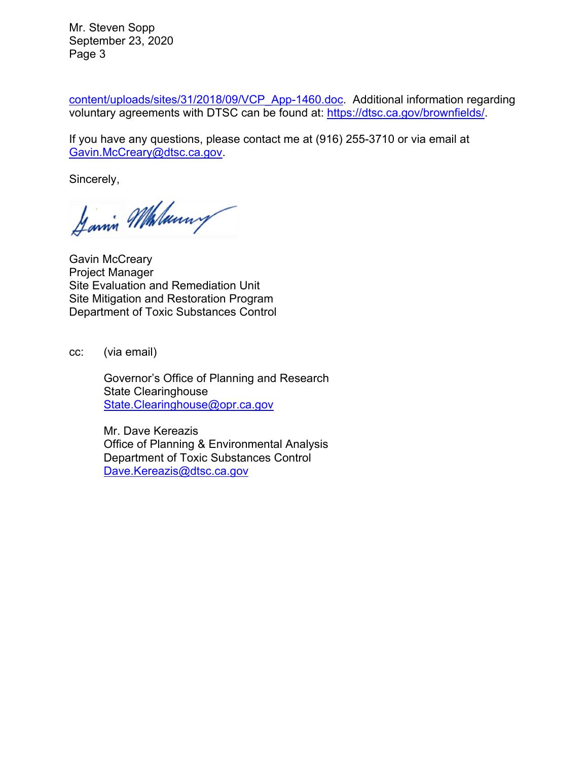content/uploads/sites/31/2018/09/VCP_App-1460.doc. Additional information regarding voluntary agreements with DTSC can be found at: https://dtsc.ca.gov/brownfields/.

If you have any questions, please contact me at (916) 255-3710 or via email at Gavin.McCreary@dtsc.ca.gov.

Sincerely,

Gavin McCreary
Project Manager
Site Evaluation and Remediation Unit
Site Mitigation and Restoration Program
Department of Toxic Substances Control

cc: (via email)

Governor's Office of Planning and Research
State Clearinghouse
State.Clearinghouse@opr.ca.gov

Mr. Dave Kereazis
Office of Planning & Environmental Analysis
Department of Toxic Substances Control
Dave.Kereazis@dtsc.ca.gov